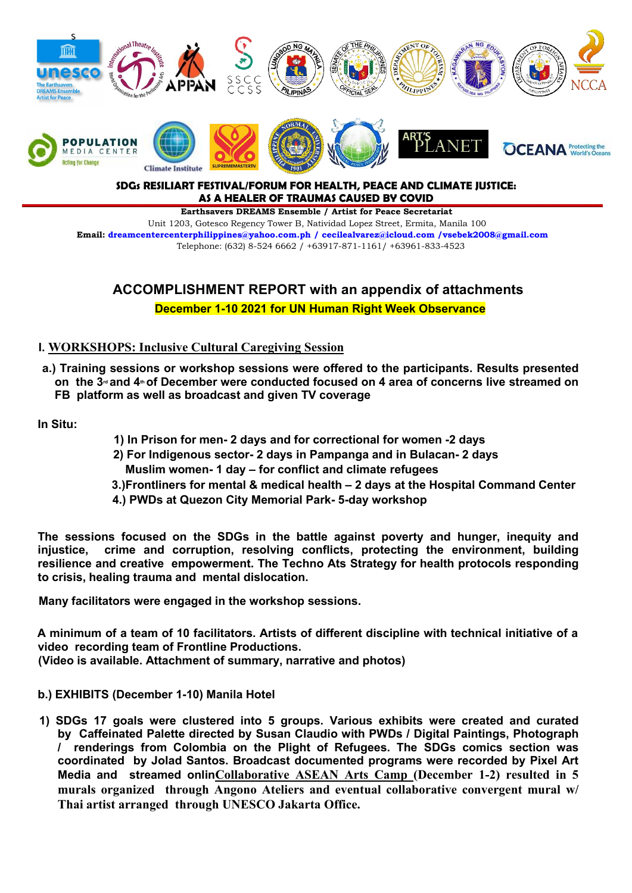**SDGs RESILIART FESTIVAL/FORUM FOR HEALTH, PEACE AND CLIMATE JUSTICE: AS A HEALER OF TRAUMAS CAUSED BY COVID**

**Earthsavers DREAMS Ensemble / Artist for Peace Secretariat**
Unit 1203, Gotesco Regency Tower B, Natividad Lopez Street, Ermita, Manila 100
**Email:** dreamcentercenterphilippines@yahoo.com.ph / cecilealvarez@icloud.com /vsebek2008@gmail.com
Telephone: (632) 8-524 6662 / +63917-871-1161/ +63961-833-4523

# ACCOMPLISHMENT REPORT with an appendix of attachments

**December 1-10 2021 for UN Human Right Week Observance**

## I. WORKSHOPS: Inclusive Cultural Caregiving Session

**a.) Training sessions or workshop sessions were offered to the participants. Results presented on the 3rd and 4th of December were conducted focused on 4 area of concerns live streamed on FB platform as well as broadcast and given TV coverage**

**In Situ:**

1) **In Prison for men- 2 days and for correctional for women -2 days**
2) **For Indigenous sector- 2 days in Pampanga and in Bulacan- 2 days**
   **Muslim women- 1 day – for conflict and climate refugees**
3) **Frontliners for mental & medical health – 2 days at the Hospital Command Center**
4) **PWDs at Quezon City Memorial Park- 5-day workshop**

**The sessions focused on the SDGs in the battle against poverty and hunger, inequity and injustice, crime and corruption, resolving conflicts, protecting the environment, building resilience and creative empowerment. The Techno Ats Strategy for health protocols responding to crisis, healing trauma and mental dislocation.**

**Many facilitators were engaged in the workshop sessions.**

**A minimum of a team of 10 facilitators. Artists of different discipline with technical initiative of a video recording team of Frontline Productions.**
**(Video is available. Attachment of summary, narrative and photos)**

**b.) EXHIBITS (December 1-10) Manila Hotel**

1) **SDGs 17 goals were clustered into 5 groups. Various exhibits were created and curated by Caffeinated Palette directed by Susan Claudio with PWDs / Digital Paintings, Photograph / renderings from Colombia on the Plight of Refugees. The SDGs comics section was coordinated by Jolad Santos. Broadcast documented programs were recorded by Pixel Art Media and streamed onlin<u>Collaborative ASEAN Arts Camp</u> (December 1-2) resulted in 5 murals organized through Angono Ateliers and eventual collaborative convergent mural w/ Thai artist arranged through UNESCO Jakarta Office.**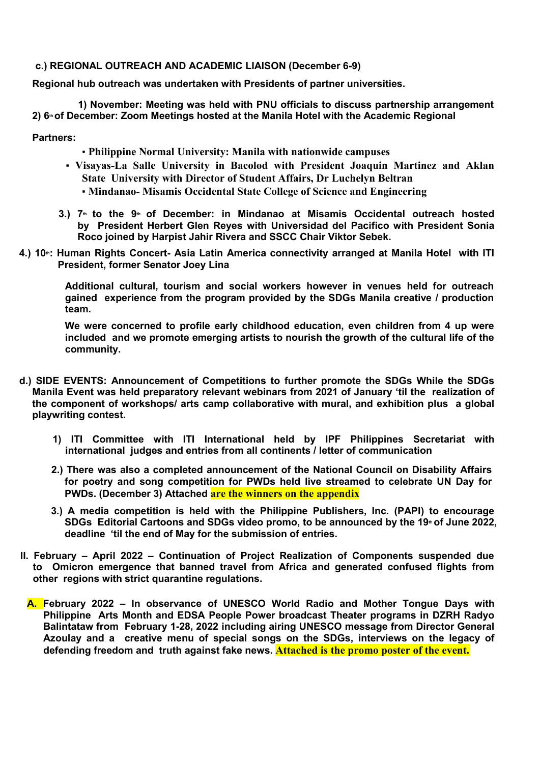**c.) REGIONAL OUTREACH AND ACADEMIC LIAISON (December 6-9)**

**Regional hub outreach was undertaken with Presidents of partner universities.**

**1) November: Meeting was held with PNU officials to discuss partnership arrangement**
**2) 6th of December: Zoom Meetings hosted at the Manila Hotel with the Academic Regional**

**Partners:**

- **Philippine Normal University: Manila with nationwide campuses**
- **Visayas-La Salle University in Bacolod with President Joaquin Martinez and Aklan State University with Director of Student Affairs, Dr Luchelyn Beltran**
- **Mindanao- Misamis Occidental State College of Science and Engineering**

**3.) 7th to the 9th of December: in Mindanao at Misamis Occidental outreach hosted by President Herbert Glen Reyes with Universidad del Pacifico with President Sonia Roco joined by Harpist Jahir Rivera and SSCC Chair Viktor Sebek.**

**4.) 10th: Human Rights Concert- Asia Latin America connectivity arranged at Manila Hotel with ITI President, former Senator Joey Lina**

**Additional cultural, tourism and social workers however in venues held for outreach gained experience from the program provided by the SDGs Manila creative / production team.**

**We were concerned to profile early childhood education, even children from 4 up were included and we promote emerging artists to nourish the growth of the cultural life of the community.**

**d.) SIDE EVENTS: Announcement of Competitions to further promote the SDGs While the SDGs Manila Event was held preparatory relevant webinars from 2021 of January 'til the realization of the component of workshops/ arts camp collaborative with mural, and exhibition plus a global playwriting contest.**

**1) ITI Committee with ITI International held by IPF Philippines Secretariat with international judges and entries from all continents / letter of communication**

**2.) There was also a completed announcement of the National Council on Disability Affairs for poetry and song competition for PWDs held live streamed to celebrate UN Day for PWDs. (December 3) Attached are the winners on the appendix**

**3.) A media competition is held with the Philippine Publishers, Inc. (PAPI) to encourage SDGs Editorial Cartoons and SDGs video promo, to be announced by the 19th of June 2022, deadline 'til the end of May for the submission of entries.**

**II. February – April 2022 – Continuation of Project Realization of Components suspended due to Omicron emergence that banned travel from Africa and generated confused flights from other regions with strict quarantine regulations.**

**A. February 2022 – In observance of UNESCO World Radio and Mother Tongue Days with Philippine Arts Month and EDSA People Power broadcast Theater programs in DZRH Radyo Balintataw from February 1-28, 2022 including airing UNESCO message from Director General Azoulay and a creative menu of special songs on the SDGs, interviews on the legacy of defending freedom and truth against fake news. Attached is the promo poster of the event.**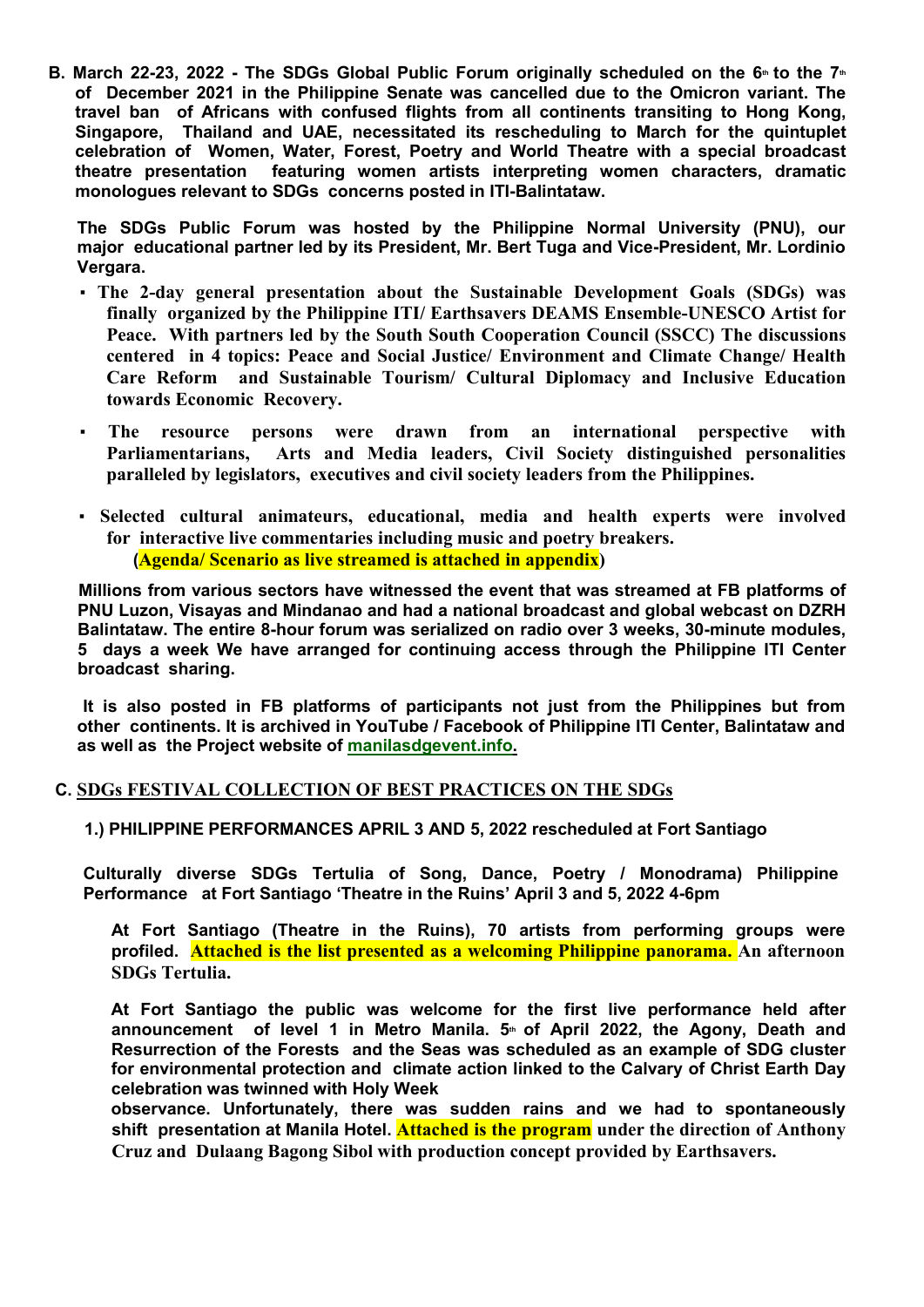**B. March 22-23, 2022 - The SDGs Global Public Forum originally scheduled on the 6th to the 7th of December 2021 in the Philippine Senate was cancelled due to the Omicron variant. The travel ban of Africans with confused flights from all continents transiting to Hong Kong, Singapore, Thailand and UAE, necessitated its rescheduling to March for the quintuplet celebration of Women, Water, Forest, Poetry and World Theatre with a special broadcast theatre presentation featuring women artists interpreting women characters, dramatic monologues relevant to SDGs concerns posted in ITI-Balintataw.**

**The SDGs Public Forum was hosted by the Philippine Normal University (PNU), our major educational partner led by its President, Mr. Bert Tuga and Vice-President, Mr. Lordinio Vergara.**

- **The 2-day general presentation about the Sustainable Development Goals (SDGs) was finally organized by the Philippine ITI/ Earthsavers DEAMS Ensemble-UNESCO Artist for Peace. With partners led by the South South Cooperation Council (SSCC) The discussions centered in 4 topics: Peace and Social Justice/ Environment and Climate Change/ Health Care Reform and Sustainable Tourism/ Cultural Diplomacy and Inclusive Education towards Economic Recovery.**
- **The resource persons were drawn from an international perspective with Parliamentarians, Arts and Media leaders, Civil Society distinguished personalities paralleled by legislators, executives and civil society leaders from the Philippines.**
- **Selected cultural animateurs, educational, media and health experts were involved for interactive live commentaries including music and poetry breakers.**
  **(Agenda/ Scenario as live streamed is attached in appendix)**

**Millions from various sectors have witnessed the event that was streamed at FB platforms of PNU Luzon, Visayas and Mindanao and had a national broadcast and global webcast on DZRH Balintataw. The entire 8-hour forum was serialized on radio over 3 weeks, 30-minute modules, 5 days a week We have arranged for continuing access through the Philippine ITI Center broadcast sharing.**

**It is also posted in FB platforms of participants not just from the Philippines but from other continents. It is archived in YouTube / Facebook of Philippine ITI Center, Balintataw and as well as the Project website of manilasdgevent.info.**

## C. SDGs FESTIVAL COLLECTION OF BEST PRACTICES ON THE SDGs

**1.) PHILIPPINE PERFORMANCES APRIL 3 AND 5, 2022 rescheduled at Fort Santiago**

**Culturally diverse SDGs Tertulia of Song, Dance, Poetry / Monodrama) Philippine Performance at Fort Santiago 'Theatre in the Ruins' April 3 and 5, 2022 4-6pm**

**At Fort Santiago (Theatre in the Ruins), 70 artists from performing groups were profiled. Attached is the list presented as a welcoming Philippine panorama. An afternoon SDGs Tertulia.**

**At Fort Santiago the public was welcome for the first live performance held after announcement of level 1 in Metro Manila. 5th of April 2022, the Agony, Death and Resurrection of the Forests and the Seas was scheduled as an example of SDG cluster for environmental protection and climate action linked to the Calvary of Christ Earth Day celebration was twinned with Holy Week observance. Unfortunately, there was sudden rains and we had to spontaneously shift presentation at Manila Hotel. Attached is the program under the direction of Anthony Cruz and Dulaang Bagong Sibol with production concept provided by Earthsavers.**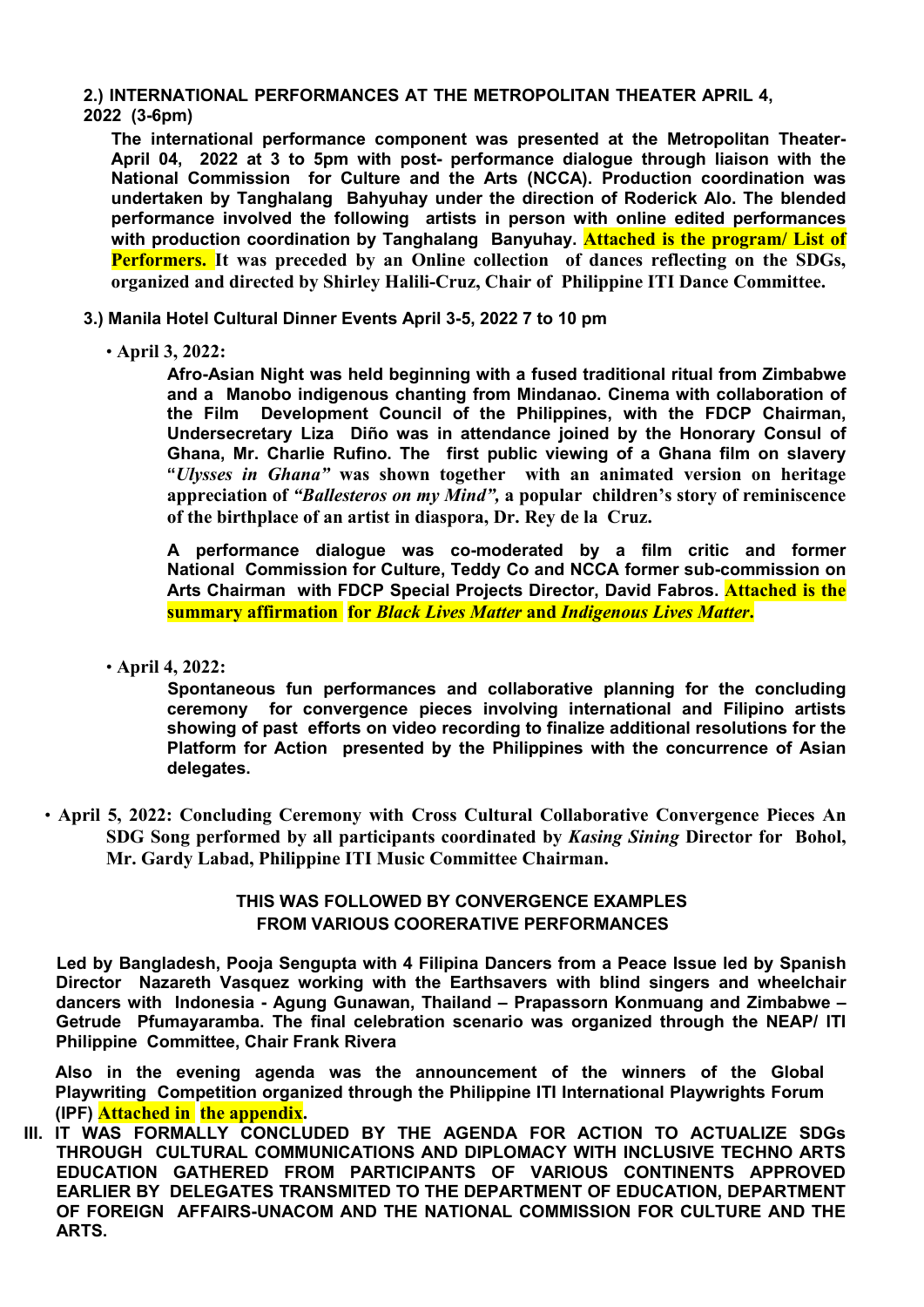**2.) INTERNATIONAL PERFORMANCES AT THE METROPOLITAN THEATER APRIL 4, 2022 (3-6pm)**

**The international performance component was presented at the Metropolitan Theater- April 04, 2022 at 3 to 5pm with post- performance dialogue through liaison with the National Commission for Culture and the Arts (NCCA). Production coordination was undertaken by Tanghalang Bahyuhay under the direction of Roderick Alo. The blended performance involved the following artists in person with online edited performances with production coordination by Tanghalang Banyuhay. Attached is the program/ List of Performers. It was preceded by an Online collection of dances reflecting on the SDGs, organized and directed by Shirley Halili-Cruz, Chair of Philippine ITI Dance Committee.**

**3.) Manila Hotel Cultural Dinner Events April 3-5, 2022 7 to 10 pm**

- **April 3, 2022:**

  **Afro-Asian Night was held beginning with a fused traditional ritual from Zimbabwe and a Manobo indigenous chanting from Mindanao. Cinema with collaboration of the Film Development Council of the Philippines, with the FDCP Chairman, Undersecretary Liza Diño was in attendance joined by the Honorary Consul of Ghana, Mr. Charlie Rufino. The first public viewing of a Ghana film on slavery "*Ulysses in Ghana*" was shown together with an animated version on heritage appreciation of *"Ballesteros on my Mind",* a popular children's story of reminiscence of the birthplace of an artist in diaspora, Dr. Rey de la Cruz.**

  **A performance dialogue was co-moderated by a film critic and former National Commission for Culture, Teddy Co and NCCA former sub-commission on Arts Chairman with FDCP Special Projects Director, David Fabros. Attached is the summary affirmation for *Black Lives Matter* and *Indigenous Lives Matter*.**

- **April 4, 2022:**

  **Spontaneous fun performances and collaborative planning for the concluding ceremony for convergence pieces involving international and Filipino artists showing of past efforts on video recording to finalize additional resolutions for the Platform for Action presented by the Philippines with the concurrence of Asian delegates.**

- **April 5, 2022: Concluding Ceremony with Cross Cultural Collaborative Convergence Pieces An SDG Song performed by all participants coordinated by *Kasing Sining* Director for Bohol, Mr. Gardy Labad, Philippine ITI Music Committee Chairman.**

**THIS WAS FOLLOWED BY CONVERGENCE EXAMPLES FROM VARIOUS COORERATIVE PERFORMANCES**

**Led by Bangladesh, Pooja Sengupta with 4 Filipina Dancers from a Peace Issue led by Spanish Director Nazareth Vasquez working with the Earthsavers with blind singers and wheelchair dancers with Indonesia - Agung Gunawan, Thailand – Prapassorn Konmuang and Zimbabwe – Getrude Pfumayaramba. The final celebration scenario was organized through the NEAP/ ITI Philippine Committee, Chair Frank Rivera**

**Also in the evening agenda was the announcement of the winners of the Global Playwriting Competition organized through the Philippine ITI International Playwrights Forum (IPF) Attached in the appendix.**

**III. IT WAS FORMALLY CONCLUDED BY THE AGENDA FOR ACTION TO ACTUALIZE SDGs THROUGH CULTURAL COMMUNICATIONS AND DIPLOMACY WITH INCLUSIVE TECHNO ARTS EDUCATION GATHERED FROM PARTICIPANTS OF VARIOUS CONTINENTS APPROVED EARLIER BY DELEGATES TRANSMITED TO THE DEPARTMENT OF EDUCATION, DEPARTMENT OF FOREIGN AFFAIRS-UNACOM AND THE NATIONAL COMMISSION FOR CULTURE AND THE ARTS.**